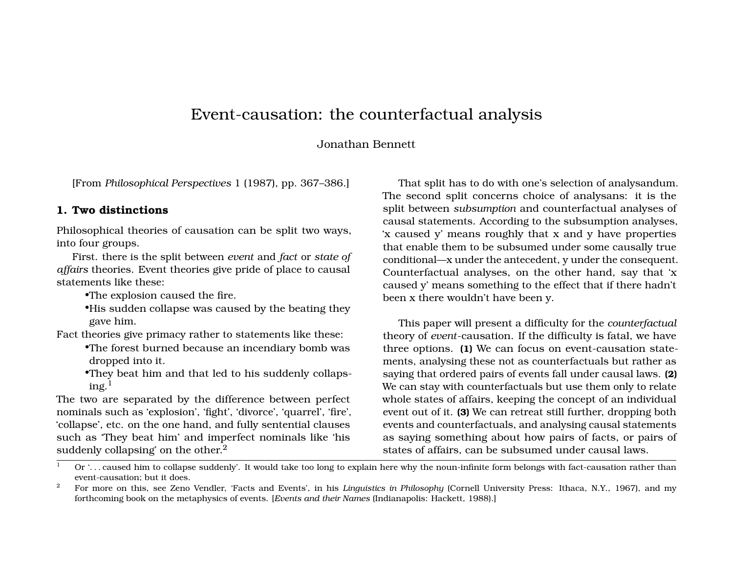# Event-causation: the counterfactual analysis

Jonathan Bennett

[From *Philosophical Perspectives* 1 (1987), pp. 367–386.]

## 1. Two distinctions

Philosophical theories of causation can be split two ways, into four groups.

First. there is the split between *event* and *fact* or *state of affairs* theories. Event theories give pride of place to causal statements like these:

- The explosion caused the fire.
- His sudden collapse was caused by the beating they gave him.

Fact theories give primacy rather to statements like these:

- The forest burned because an incendiary bomb was dropped into it.
- They beat him and that led to his suddenly collapsing.[1]

The two are separated by the difference between perfect nominals such as 'explosion', 'fight', 'divorce', 'quarrel', 'fire', 'collapse', etc. on the one hand, and fully sentential clauses such as 'They beat him' and imperfect nominals like 'his suddenly collapsing' on the other.[2]

That split has to do with one's selection of analysandum. The second split concerns choice of analysans: it is the split between *subsumption* and counterfactual analyses of causal statements. According to the subsumption analyses, 'x caused y' means roughly that x and y have properties that enable them to be subsumed under some causally true conditional—x under the antecedent, y under the consequent. Counterfactual analyses, on the other hand, say that 'x caused y' means something to the effect that if there hadn't been x there wouldn't have been y.

This paper will present a difficulty for the *counterfactual* theory of *event*-causation. If the difficulty is fatal, we have three options. **(1)** We can focus on event-causation statements, analysing these not as counterfactuals but rather as saying that ordered pairs of events fall under causal laws. **(2)** We can stay with counterfactuals but use them only to relate whole states of affairs, keeping the concept of an individual event out of it. **(3)** We can retreat still further, dropping both events and counterfactuals, and analysing causal statements as saying something about how pairs of facts, or pairs of states of affairs, can be subsumed under causal laws.

---

[1] Or '. . . caused him to collapse suddenly'. It would take too long to explain here why the noun-infinite form belongs with fact-causation rather than event-causation; but it does.

[2] For more on this, see Zeno Vendler, 'Facts and Events', in his *Linguistics in Philosophy* (Cornell University Press: Ithaca, N.Y., 1967), and my forthcoming book on the metaphysics of events. [*Events and their Names* (Indianapolis: Hackett, 1988).]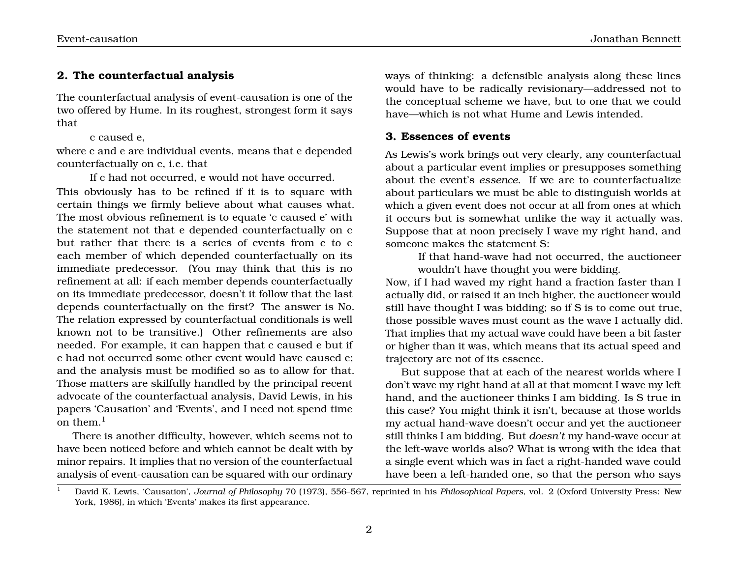## 2. The counterfactual analysis

The counterfactual analysis of event-causation is one of the two offered by Hume. In its roughest, strongest form it says that

> c caused e,

where c and e are individual events, means that e depended counterfactually on c, i.e. that

> If c had not occurred, e would not have occurred.

This obviously has to be refined if it is to square with certain things we firmly believe about what causes what. The most obvious refinement is to equate 'c caused e' with the statement not that e depended counterfactually on c but rather that there is a series of events from c to e each member of which depended counterfactually on its immediate predecessor. (You may think that this is no refinement at all: if each member depends counterfactually on its immediate predecessor, doesn't it follow that the last depends counterfactually on the first? The answer is No. The relation expressed by counterfactual conditionals is well known not to be transitive.) Other refinements are also needed. For example, it can happen that c caused e but if c had not occurred some other event would have caused e; and the analysis must be modified so as to allow for that. Those matters are skilfully handled by the principal recent advocate of the counterfactual analysis, David Lewis, in his papers 'Causation' and 'Events', and I need not spend time on them.[1]

There is another difficulty, however, which seems not to have been noticed before and which cannot be dealt with by minor repairs. It implies that no version of the counterfactual analysis of event-causation can be squared with our ordinary ways of thinking: a defensible analysis along these lines would have to be radically revisionary—addressed not to the conceptual scheme we have, but to one that we could have—which is not what Hume and Lewis intended.

## 3. Essences of events

As Lewis's work brings out very clearly, any counterfactual about a particular event implies or presupposes something about the event's *essence*. If we are to counterfactualize about particulars we must be able to distinguish worlds at which a given event does not occur at all from ones at which it occurs but is somewhat unlike the way it actually was. Suppose that at noon precisely I wave my right hand, and someone makes the statement S:

> If that hand-wave had not occurred, the auctioneer wouldn't have thought you were bidding.

Now, if I had waved my right hand a fraction faster than I actually did, or raised it an inch higher, the auctioneer would still have thought I was bidding; so if S is to come out true, those possible waves must count as the wave I actually did. That implies that my actual wave could have been a bit faster or higher than it was, which means that its actual speed and trajectory are not of its essence.

But suppose that at each of the nearest worlds where I don't wave my right hand at all at that moment I wave my left hand, and the auctioneer thinks I am bidding. Is S true in this case? You might think it isn't, because at those worlds my actual hand-wave doesn't occur and yet the auctioneer still thinks I am bidding. But *doesn't* my hand-wave occur at the left-wave worlds also? What is wrong with the idea that a single event which was in fact a right-handed wave could have been a left-handed one, so that the person who says

[1] David K. Lewis, 'Causation', *Journal of Philosophy* 70 (1973), 556–567, reprinted in his *Philosophical Papers*, vol. 2 (Oxford University Press: New York, 1986), in which 'Events' makes its first appearance.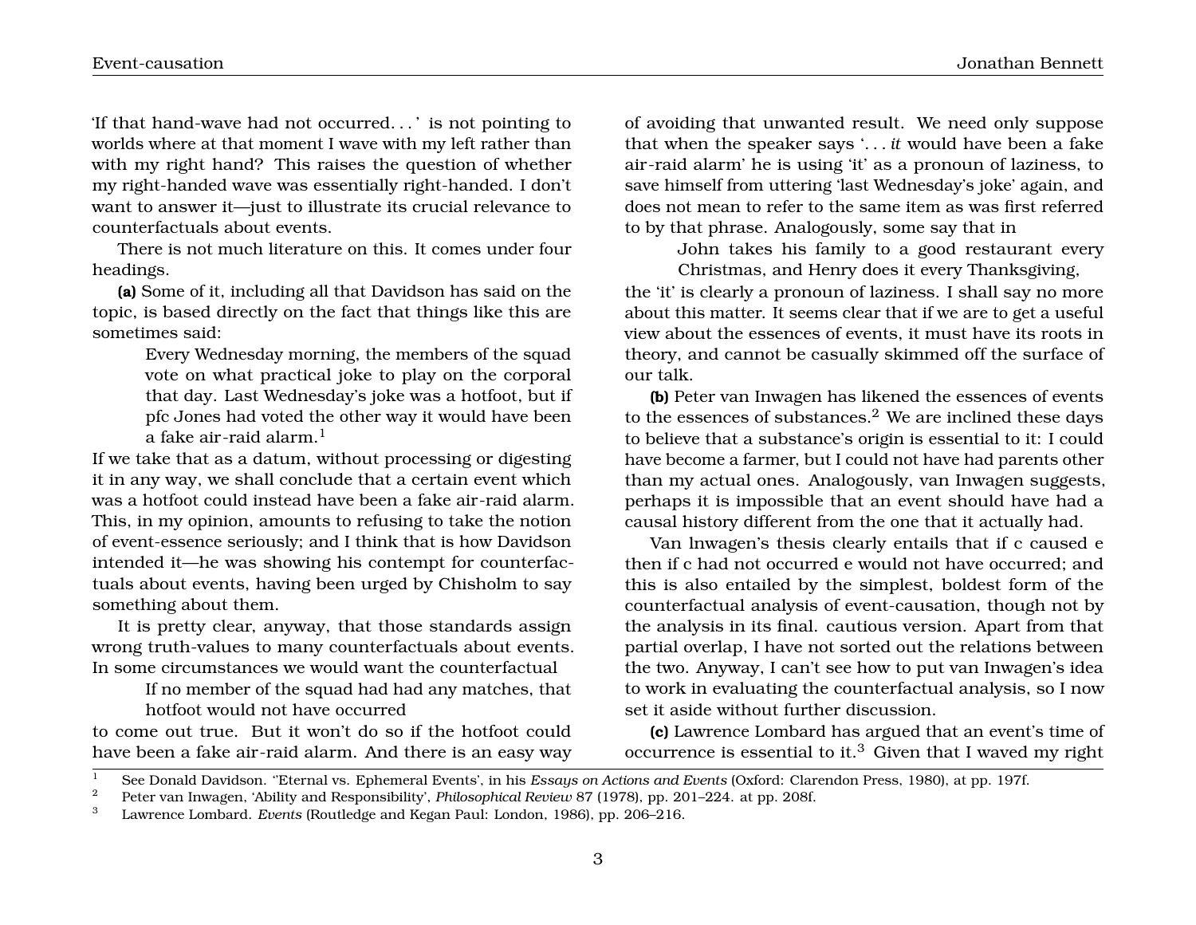'If that hand-wave had not occurred. . . ' is not pointing to worlds where at that moment I wave with my left rather than with my right hand? This raises the question of whether my right-handed wave was essentially right-handed. I don't want to answer it—just to illustrate its crucial relevance to counterfactuals about events.

There is not much literature on this. It comes under four headings.

**(a)** Some of it, including all that Davidson has said on the topic, is based directly on the fact that things like this are sometimes said:

> Every Wednesday morning, the members of the squad vote on what practical joke to play on the corporal that day. Last Wednesday's joke was a hotfoot, but if pfc Jones had voted the other way it would have been a fake air-raid alarm.[1]

If we take that as a datum, without processing or digesting it in any way, we shall conclude that a certain event which was a hotfoot could instead have been a fake air-raid alarm. This, in my opinion, amounts to refusing to take the notion of event-essence seriously; and I think that is how Davidson intended it—he was showing his contempt for counterfactuals about events, having been urged by Chisholm to say something about them.

It is pretty clear, anyway, that those standards assign wrong truth-values to many counterfactuals about events. In some circumstances we would want the counterfactual

> If no member of the squad had had any matches, that hotfoot would not have occurred

to come out true. But it won't do so if the hotfoot could have been a fake air-raid alarm. And there is an easy way of avoiding that unwanted result. We need only suppose that when the speaker says '. . . *it* would have been a fake air-raid alarm' he is using 'it' as a pronoun of laziness, to save himself from uttering 'last Wednesday's joke' again, and does not mean to refer to the same item as was first referred to by that phrase. Analogously, some say that in

> John takes his family to a good restaurant every Christmas, and Henry does it every Thanksgiving,

the 'it' is clearly a pronoun of laziness. I shall say no more about this matter. It seems clear that if we are to get a useful view about the essences of events, it must have its roots in theory, and cannot be casually skimmed off the surface of our talk.

**(b)** Peter van Inwagen has likened the essences of events to the essences of substances.[2] We are inclined these days to believe that a substance's origin is essential to it: I could have become a farmer, but I could not have had parents other than my actual ones. Analogously, van Inwagen suggests, perhaps it is impossible that an event should have had a causal history different from the one that it actually had.

Van lnwagen's thesis clearly entails that if c caused e then if c had not occurred e would not have occurred; and this is also entailed by the simplest, boldest form of the counterfactual analysis of event-causation, though not by the analysis in its final. cautious version. Apart from that partial overlap, I have not sorted out the relations between the two. Anyway, I can't see how to put van Inwagen's idea to work in evaluating the counterfactual analysis, so I now set it aside without further discussion.

**(c)** Lawrence Lombard has argued that an event's time of occurrence is essential to it.[3] Given that I waved my right

---

[1] See Donald Davidson. ''Eternal vs. Ephemeral Events', in his *Essays on Actions and Events* (Oxford: Clarendon Press, 1980), at pp. 197f.

[2] Peter van Inwagen, 'Ability and Responsibility', *Philosophical Review* 87 (1978), pp. 201–224. at pp. 208f.

[3] Lawrence Lombard. *Events* (Routledge and Kegan Paul: London, 1986), pp. 206–216.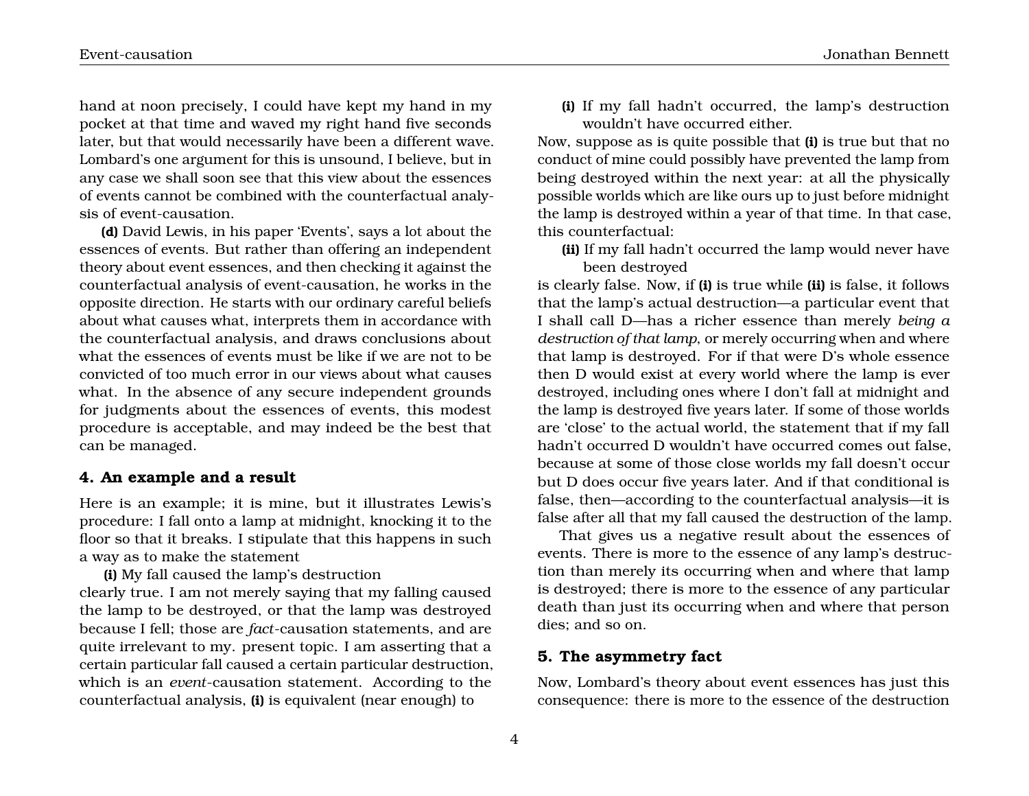hand at noon precisely, I could have kept my hand in my pocket at that time and waved my right hand five seconds later, but that would necessarily have been a different wave. Lombard's one argument for this is unsound, I believe, but in any case we shall soon see that this view about the essences of events cannot be combined with the counterfactual analysis of event-causation.

**(d)** David Lewis, in his paper 'Events', says a lot about the essences of events. But rather than offering an independent theory about event essences, and then checking it against the counterfactual analysis of event-causation, he works in the opposite direction. He starts with our ordinary careful beliefs about what causes what, interprets them in accordance with the counterfactual analysis, and draws conclusions about what the essences of events must be like if we are not to be convicted of too much error in our views about what causes what. In the absence of any secure independent grounds for judgments about the essences of events, this modest procedure is acceptable, and may indeed be the best that can be managed.

## 4. An example and a result

Here is an example; it is mine, but it illustrates Lewis's procedure: I fall onto a lamp at midnight, knocking it to the floor so that it breaks. I stipulate that this happens in such a way as to make the statement

> **(i)** My fall caused the lamp's destruction

clearly true. I am not merely saying that my falling caused the lamp to be destroyed, or that the lamp was destroyed because I fell; those are *fact*-causation statements, and are quite irrelevant to my. present topic. I am asserting that a certain particular fall caused a certain particular destruction, which is an *event*-causation statement. According to the counterfactual analysis, **(i)** is equivalent (near enough) to

> **(i)** If my fall hadn't occurred, the lamp's destruction wouldn't have occurred either.

Now, suppose as is quite possible that **(i)** is true but that no conduct of mine could possibly have prevented the lamp from being destroyed within the next year: at all the physically possible worlds which are like ours up to just before midnight the lamp is destroyed within a year of that time. In that case, this counterfactual:

> **(ii)** If my fall hadn't occurred the lamp would never have been destroyed

is clearly false. Now, if **(i)** is true while **(ii)** is false, it follows that the lamp's actual destruction—a particular event that I shall call D—has a richer essence than merely *being a destruction of that lamp*, or merely occurring when and where that lamp is destroyed. For if that were D's whole essence then D would exist at every world where the lamp is ever destroyed, including ones where I don't fall at midnight and the lamp is destroyed five years later. If some of those worlds are 'close' to the actual world, the statement that if my fall hadn't occurred D wouldn't have occurred comes out false, because at some of those close worlds my fall doesn't occur but D does occur five years later. And if that conditional is false, then—according to the counterfactual analysis—it is false after all that my fall caused the destruction of the lamp.

That gives us a negative result about the essences of events. There is more to the essence of any lamp's destruction than merely its occurring when and where that lamp is destroyed; there is more to the essence of any particular death than just its occurring when and where that person dies; and so on.

## 5. The asymmetry fact

Now, Lombard's theory about event essences has just this consequence: there is more to the essence of the destruction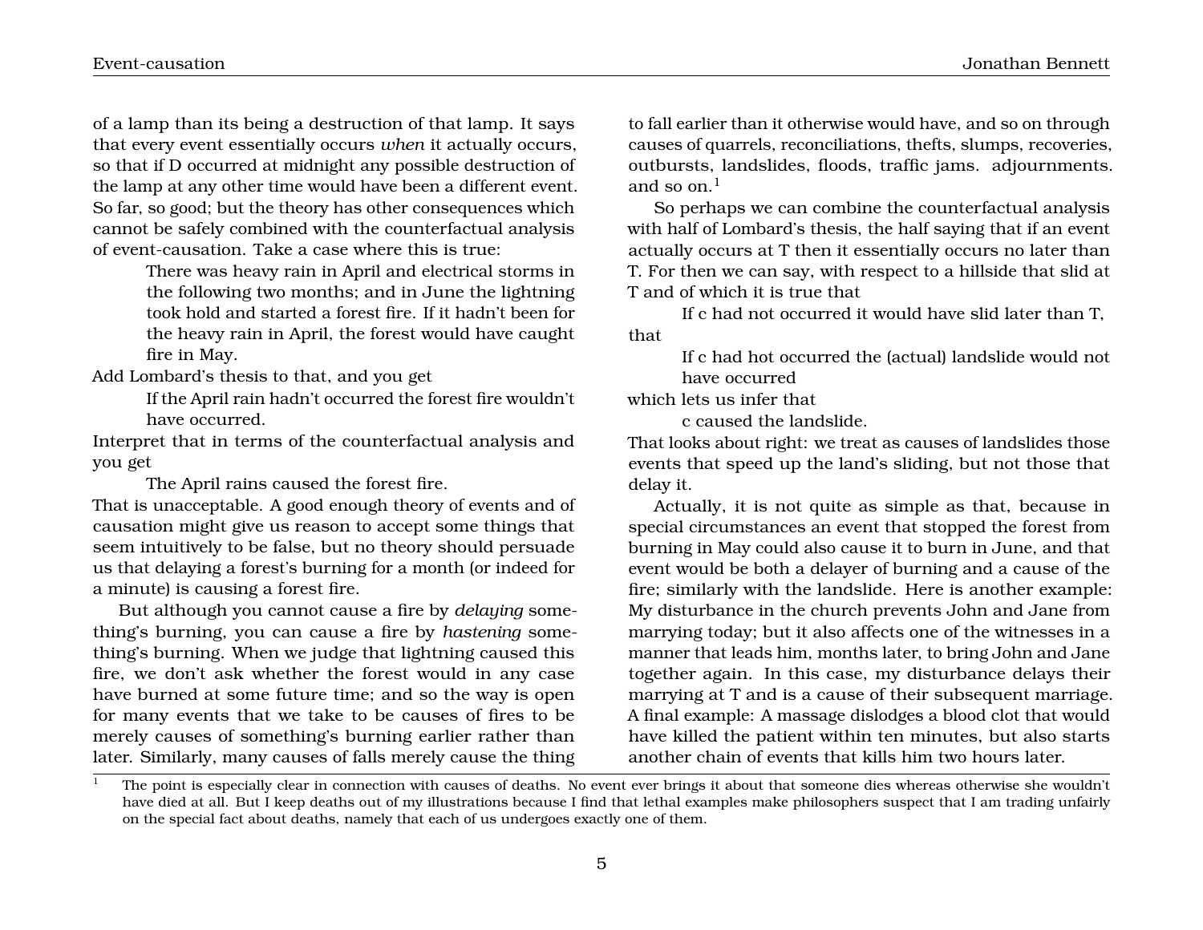of a lamp than its being a destruction of that lamp. It says that every event essentially occurs *when* it actually occurs, so that if D occurred at midnight any possible destruction of the lamp at any other time would have been a different event. So far, so good; but the theory has other consequences which cannot be safely combined with the counterfactual analysis of event-causation. Take a case where this is true:

> There was heavy rain in April and electrical storms in the following two months; and in June the lightning took hold and started a forest fire. If it hadn't been for the heavy rain in April, the forest would have caught fire in May.

Add Lombard's thesis to that, and you get

> If the April rain hadn't occurred the forest fire wouldn't have occurred.

Interpret that in terms of the counterfactual analysis and you get

> The April rains caused the forest fire.

That is unacceptable. A good enough theory of events and of causation might give us reason to accept some things that seem intuitively to be false, but no theory should persuade us that delaying a forest's burning for a month (or indeed for a minute) is causing a forest fire.

But although you cannot cause a fire by *delaying* something's burning, you can cause a fire by *hastening* something's burning. When we judge that lightning caused this fire, we don't ask whether the forest would in any case have burned at some future time; and so the way is open for many events that we take to be causes of fires to be merely causes of something's burning earlier rather than later. Similarly, many causes of falls merely cause the thing to fall earlier than it otherwise would have, and so on through causes of quarrels, reconciliations, thefts, slumps, recoveries, outbursts, landslides, floods, traffic jams. adjournments. and so on.[1]

So perhaps we can combine the counterfactual analysis with half of Lombard's thesis, the half saying that if an event actually occurs at T then it essentially occurs no later than T. For then we can say, with respect to a hillside that slid at T and of which it is true that

> If c had not occurred it would have slid later than T,

that

> If c had hot occurred the (actual) landslide would not have occurred

which lets us infer that

> c caused the landslide.

That looks about right: we treat as causes of landslides those events that speed up the land's sliding, but not those that delay it.

Actually, it is not quite as simple as that, because in special circumstances an event that stopped the forest from burning in May could also cause it to burn in June, and that event would be both a delayer of burning and a cause of the fire; similarly with the landslide. Here is another example: My disturbance in the church prevents John and Jane from marrying today; but it also affects one of the witnesses in a manner that leads him, months later, to bring John and Jane together again. In this case, my disturbance delays their marrying at T and is a cause of their subsequent marriage. A final example: A massage dislodges a blood clot that would have killed the patient within ten minutes, but also starts another chain of events that kills him two hours later.

[1] The point is especially clear in connection with causes of deaths. No event ever brings it about that someone dies whereas otherwise she wouldn't have died at all. But I keep deaths out of my illustrations because I find that lethal examples make philosophers suspect that I am trading unfairly on the special fact about deaths, namely that each of us undergoes exactly one of them.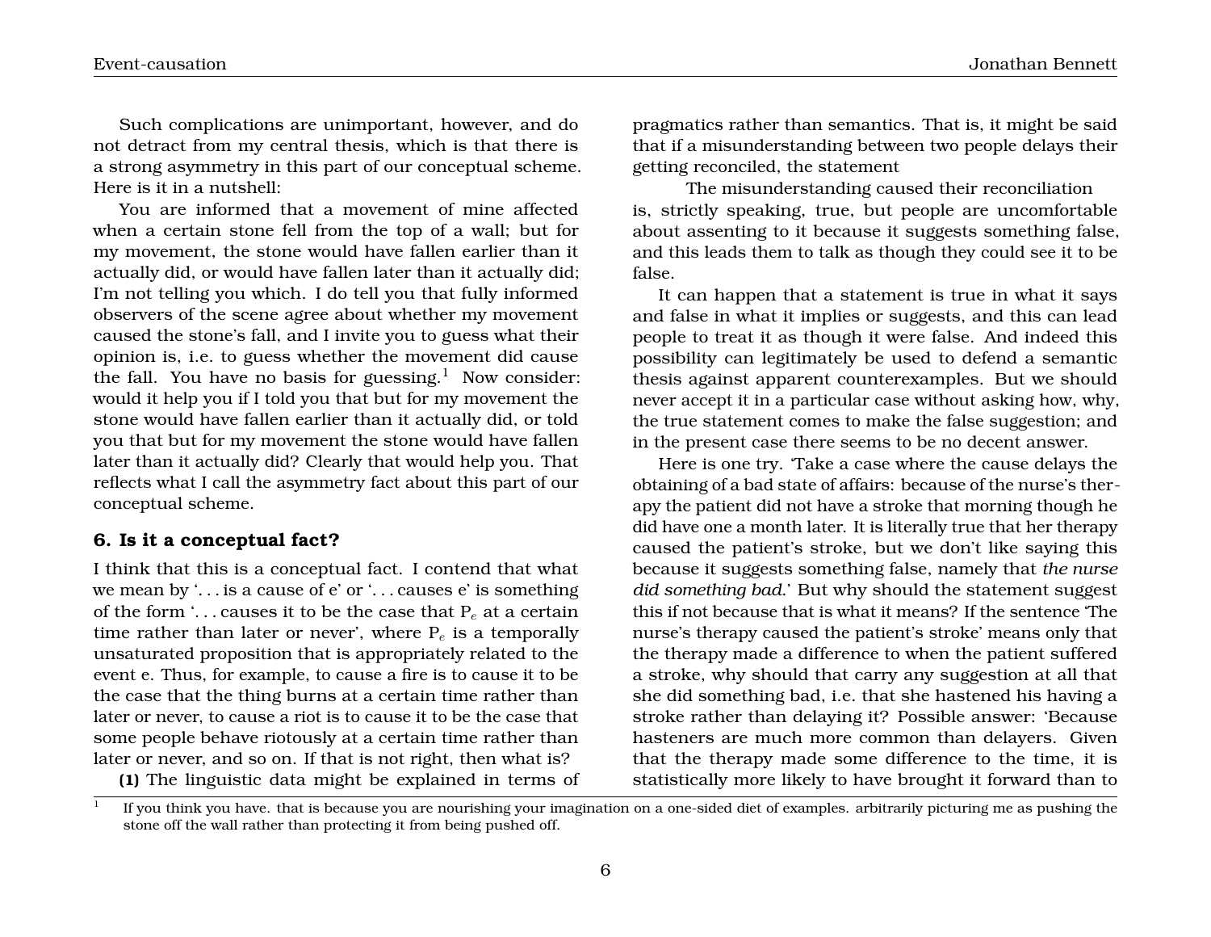Such complications are unimportant, however, and do not detract from my central thesis, which is that there is a strong asymmetry in this part of our conceptual scheme. Here is it in a nutshell:

You are informed that a movement of mine affected when a certain stone fell from the top of a wall; but for my movement, the stone would have fallen earlier than it actually did, or would have fallen later than it actually did; I'm not telling you which. I do tell you that fully informed observers of the scene agree about whether my movement caused the stone's fall, and I invite you to guess what their opinion is, i.e. to guess whether the movement did cause the fall. You have no basis for guessing.[1] Now consider: would it help you if I told you that but for my movement the stone would have fallen earlier than it actually did, or told you that but for my movement the stone would have fallen later than it actually did? Clearly that would help you. That reflects what I call the asymmetry fact about this part of our conceptual scheme.

## 6. Is it a conceptual fact?

I think that this is a conceptual fact. I contend that what we mean by '. . . is a cause of e' or '. . . causes e' is something of the form '. . . causes it to be the case that $P_e$ at a certain time rather than later or never', where $P_e$ is a temporally unsaturated proposition that is appropriately related to the event e. Thus, for example, to cause a fire is to cause it to be the case that the thing burns at a certain time rather than later or never, to cause a riot is to cause it to be the case that some people behave riotously at a certain time rather than later or never, and so on. If that is not right, then what is?

**(1)** The linguistic data might be explained in terms of pragmatics rather than semantics. That is, it might be said that if a misunderstanding between two people delays their getting reconciled, the statement

The misunderstanding caused their reconciliation

is, strictly speaking, true, but people are uncomfortable about assenting to it because it suggests something false, and this leads them to talk as though they could see it to be false.

It can happen that a statement is true in what it says and false in what it implies or suggests, and this can lead people to treat it as though it were false. And indeed this possibility can legitimately be used to defend a semantic thesis against apparent counterexamples. But we should never accept it in a particular case without asking how, why, the true statement comes to make the false suggestion; and in the present case there seems to be no decent answer.

Here is one try. 'Take a case where the cause delays the obtaining of a bad state of affairs: because of the nurse's therapy the patient did not have a stroke that morning though he did have one a month later. It is literally true that her therapy caused the patient's stroke, but we don't like saying this because it suggests something false, namely that *the nurse did something bad*.' But why should the statement suggest this if not because that is what it means? If the sentence 'The nurse's therapy caused the patient's stroke' means only that the therapy made a difference to when the patient suffered a stroke, why should that carry any suggestion at all that she did something bad, i.e. that she hastened his having a stroke rather than delaying it? Possible answer: 'Because hasteners are much more common than delayers. Given that the therapy made some difference to the time, it is statistically more likely to have brought it forward than to

---

[1] If you think you have. that is because you are nourishing your imagination on a one-sided diet of examples. arbitrarily picturing me as pushing the stone off the wall rather than protecting it from being pushed off.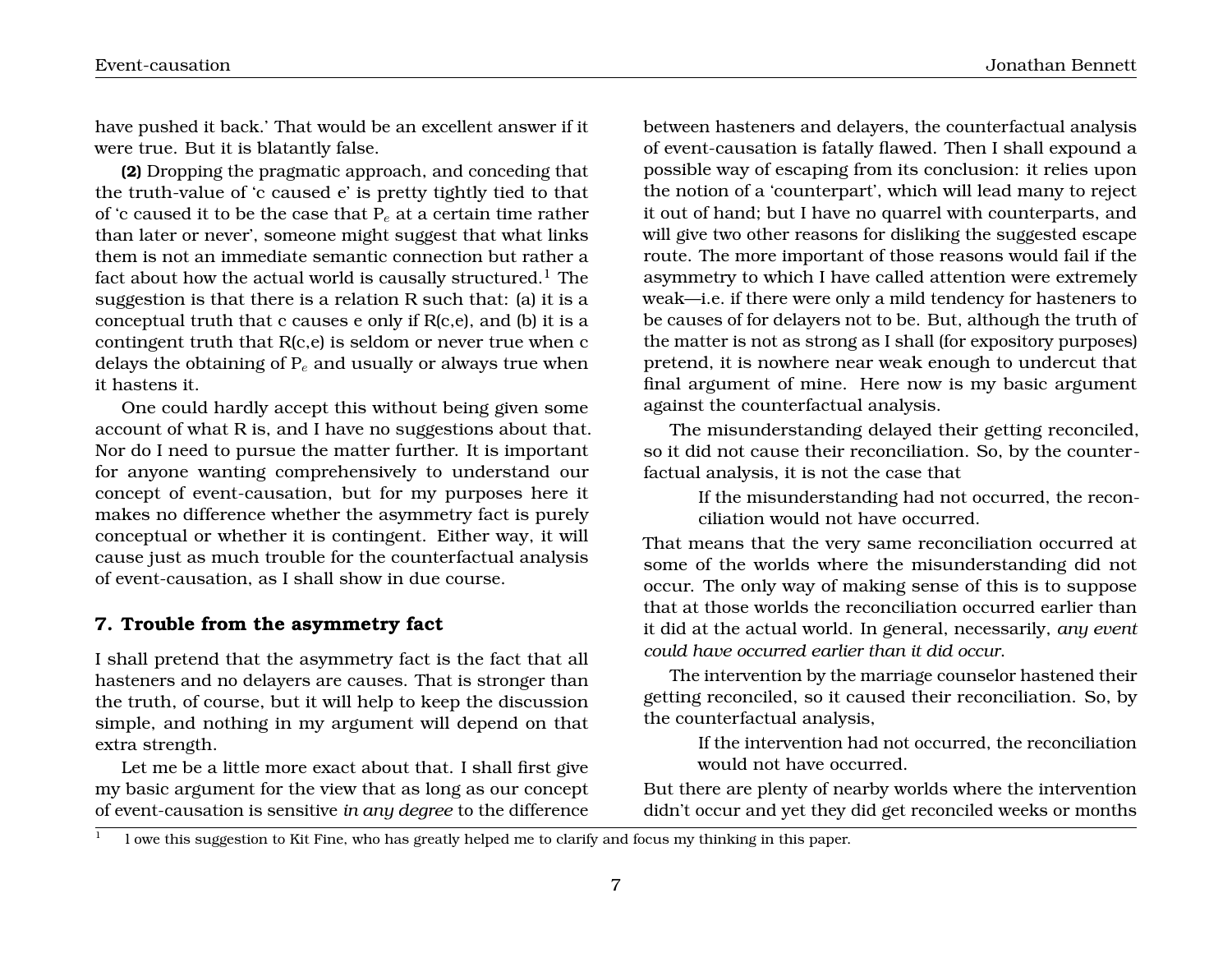have pushed it back.' That would be an excellent answer if it were true. But it is blatantly false.

**(2)** Dropping the pragmatic approach, and conceding that the truth-value of 'c caused e' is pretty tightly tied to that of 'c caused it to be the case that $P_e$ at a certain time rather than later or never', someone might suggest that what links them is not an immediate semantic connection but rather a fact about how the actual world is causally structured.[1] The suggestion is that there is a relation R such that: (a) it is a conceptual truth that c causes e only if R(c,e), and (b) it is a contingent truth that R(c,e) is seldom or never true when c delays the obtaining of $P_e$ and usually or always true when it hastens it.

One could hardly accept this without being given some account of what R is, and I have no suggestions about that. Nor do I need to pursue the matter further. It is important for anyone wanting comprehensively to understand our concept of event-causation, but for my purposes here it makes no difference whether the asymmetry fact is purely conceptual or whether it is contingent. Either way, it will cause just as much trouble for the counterfactual analysis of event-causation, as I shall show in due course.

## 7. Trouble from the asymmetry fact

I shall pretend that the asymmetry fact is the fact that all hasteners and no delayers are causes. That is stronger than the truth, of course, but it will help to keep the discussion simple, and nothing in my argument will depend on that extra strength.

Let me be a little more exact about that. I shall first give my basic argument for the view that as long as our concept of event-causation is sensitive *in any degree* to the difference between hasteners and delayers, the counterfactual analysis of event-causation is fatally flawed. Then I shall expound a possible way of escaping from its conclusion: it relies upon the notion of a 'counterpart', which will lead many to reject it out of hand; but I have no quarrel with counterparts, and will give two other reasons for disliking the suggested escape route. The more important of those reasons would fail if the asymmetry to which I have called attention were extremely weak—i.e. if there were only a mild tendency for hasteners to be causes of for delayers not to be. But, although the truth of the matter is not as strong as I shall (for expository purposes) pretend, it is nowhere near weak enough to undercut that final argument of mine. Here now is my basic argument against the counterfactual analysis.

The misunderstanding delayed their getting reconciled, so it did not cause their reconciliation. So, by the counterfactual analysis, it is not the case that

> If the misunderstanding had not occurred, the reconciliation would not have occurred.

That means that the very same reconciliation occurred at some of the worlds where the misunderstanding did not occur. The only way of making sense of this is to suppose that at those worlds the reconciliation occurred earlier than it did at the actual world. In general, necessarily, *any event could have occurred earlier than it did occur.*

The intervention by the marriage counselor hastened their getting reconciled, so it caused their reconciliation. So, by the counterfactual analysis,

> If the intervention had not occurred, the reconciliation would not have occurred.

But there are plenty of nearby worlds where the intervention didn't occur and yet they did get reconciled weeks or months

---

[1] I owe this suggestion to Kit Fine, who has greatly helped me to clarify and focus my thinking in this paper.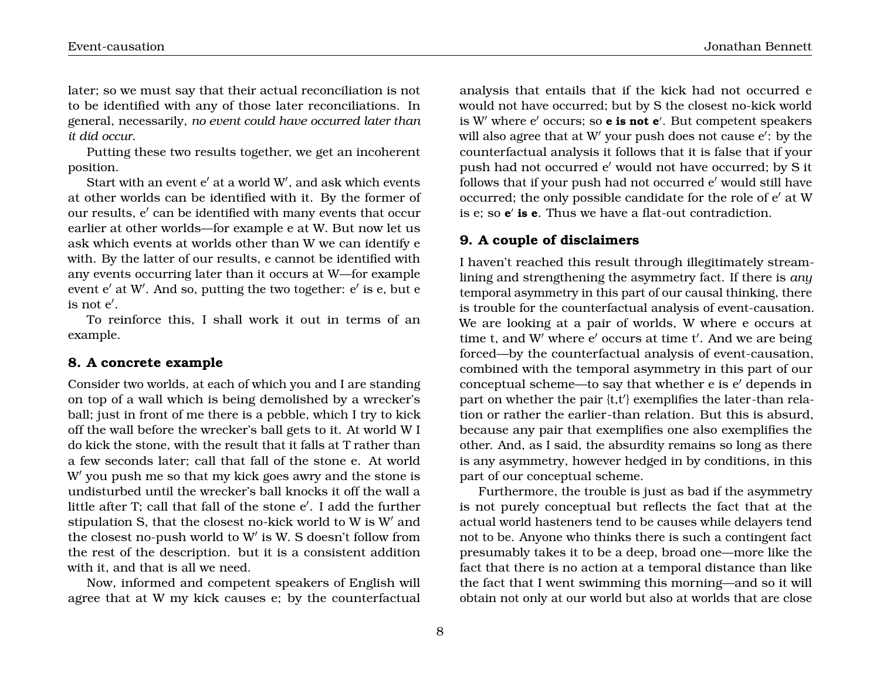later; so we must say that their actual reconciliation is not to be identified with any of those later reconciliations. In general, necessarily, *no event could have occurred later than it did occur.*

Putting these two results together, we get an incoherent position.

Start with an event e′ at a world W′, and ask which events at other worlds can be identified with it. By the former of our results, e′ can be identified with many events that occur earlier at other worlds—for example e at W. But now let us ask which events at worlds other than W we can identify e with. By the latter of our results, e cannot be identified with any events occurring later than it occurs at W—for example event e′ at W′. And so, putting the two together: e′ is e, but e is not e′.

To reinforce this, I shall work it out in terms of an example.

## 8. A concrete example

Consider two worlds, at each of which you and I are standing on top of a wall which is being demolished by a wrecker's ball; just in front of me there is a pebble, which I try to kick off the wall before the wrecker's ball gets to it. At world W I do kick the stone, with the result that it falls at T rather than a few seconds later; call that fall of the stone e. At world W′ you push me so that my kick goes awry and the stone is undisturbed until the wrecker's ball knocks it off the wall a little after T; call that fall of the stone e′. I add the further stipulation S, that the closest no-kick world to W is W′ and the closest no-push world to W′ is W. S doesn't follow from the rest of the description. but it is a consistent addition with it, and that is all we need.

Now, informed and competent speakers of English will agree that at W my kick causes e; by the counterfactual analysis that entails that if the kick had not occurred e would not have occurred; but by S the closest no-kick world is W′ where e′ occurs; so **e is not e′**. But competent speakers will also agree that at W′ your push does not cause e′: by the counterfactual analysis it follows that it is false that if your push had not occurred e′ would not have occurred; by S it follows that if your push had not occurred e′ would still have occurred; the only possible candidate for the role of e′ at W is e; so **e′ is e**. Thus we have a flat-out contradiction.

## 9. A couple of disclaimers

I haven't reached this result through illegitimately streamlining and strengthening the asymmetry fact. If there is *any* temporal asymmetry in this part of our causal thinking, there is trouble for the counterfactual analysis of event-causation. We are looking at a pair of worlds, W where e occurs at time t, and W′ where e′ occurs at time t′. And we are being forced—by the counterfactual analysis of event-causation, combined with the temporal asymmetry in this part of our conceptual scheme—to say that whether e is e′ depends in part on whether the pair {t,t′} exemplifies the later-than relation or rather the earlier-than relation. But this is absurd, because any pair that exemplifies one also exemplifies the other. And, as I said, the absurdity remains so long as there is any asymmetry, however hedged in by conditions, in this part of our conceptual scheme.

Furthermore, the trouble is just as bad if the asymmetry is not purely conceptual but reflects the fact that at the actual world hasteners tend to be causes while delayers tend not to be. Anyone who thinks there is such a contingent fact presumably takes it to be a deep, broad one—more like the fact that there is no action at a temporal distance than like the fact that I went swimming this morning—and so it will obtain not only at our world but also at worlds that are close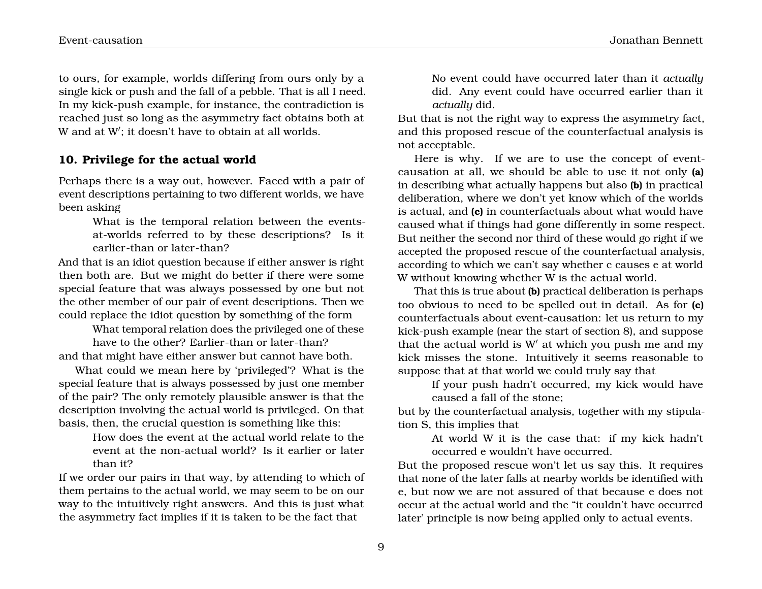to ours, for example, worlds differing from ours only by a single kick or push and the fall of a pebble. That is all I need. In my kick-push example, for instance, the contradiction is reached just so long as the asymmetry fact obtains both at W and at W′; it doesn't have to obtain at all worlds.

## 10. Privilege for the actual world

Perhaps there is a way out, however. Faced with a pair of event descriptions pertaining to two different worlds, we have been asking

> What is the temporal relation between the events-at-worlds referred to by these descriptions? Is it earlier-than or later-than?

And that is an idiot question because if either answer is right then both are. But we might do better if there were some special feature that was always possessed by one but not the other member of our pair of event descriptions. Then we could replace the idiot question by something of the form

> What temporal relation does the privileged one of these have to the other? Earlier-than or later-than?

and that might have either answer but cannot have both.

What could we mean here by 'privileged'? What is the special feature that is always possessed by just one member of the pair? The only remotely plausible answer is that the description involving the actual world is privileged. On that basis, then, the crucial question is something like this:

> How does the event at the actual world relate to the event at the non-actual world? Is it earlier or later than it?

If we order our pairs in that way, by attending to which of them pertains to the actual world, we may seem to be on our way to the intuitively right answers. And this is just what the asymmetry fact implies if it is taken to be the fact that

> No event could have occurred later than it *actually* did. Any event could have occurred earlier than it *actually* did.

But that is not the right way to express the asymmetry fact, and this proposed rescue of the counterfactual analysis is not acceptable.

Here is why. If we are to use the concept of event-causation at all, we should be able to use it not only **(a)** in describing what actually happens but also **(b)** in practical deliberation, where we don't yet know which of the worlds is actual, and **(c)** in counterfactuals about what would have caused what if things had gone differently in some respect. But neither the second nor third of these would go right if we accepted the proposed rescue of the counterfactual analysis, according to which we can't say whether c causes e at world W without knowing whether W is the actual world.

That this is true about **(b)** practical deliberation is perhaps too obvious to need to be spelled out in detail. As for **(c)** counterfactuals about event-causation: let us return to my kick-push example (near the start of section 8), and suppose that the actual world is W′ at which you push me and my kick misses the stone. Intuitively it seems reasonable to suppose that at that world we could truly say that

> If your push hadn't occurred, my kick would have caused a fall of the stone;

but by the counterfactual analysis, together with my stipulation S, this implies that

> At world W it is the case that: if my kick hadn't occurred e wouldn't have occurred.

But the proposed rescue won't let us say this. It requires that none of the later falls at nearby worlds be identified with e, but now we are not assured of that because e does not occur at the actual world and the "it couldn't have occurred later' principle is now being applied only to actual events.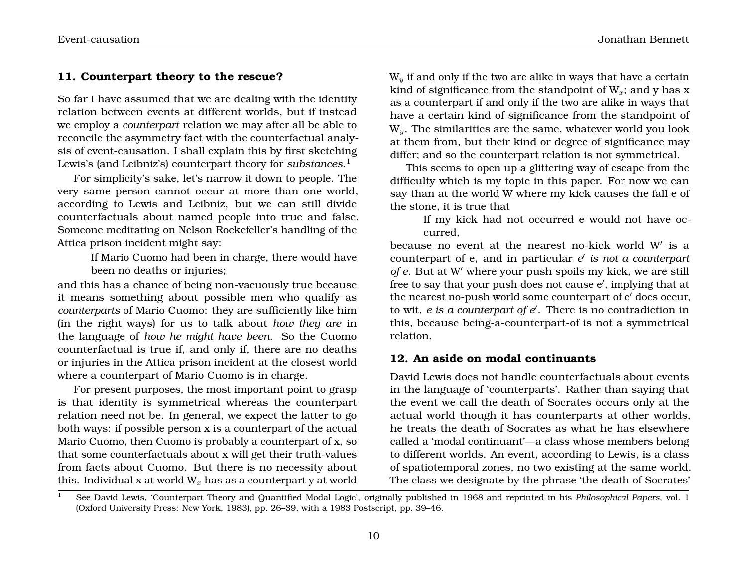## 11. Counterpart theory to the rescue?

So far I have assumed that we are dealing with the identity relation between events at different worlds, but if instead we employ a *counterpart* relation we may after all be able to reconcile the asymmetry fact with the counterfactual analysis of event-causation. I shall explain this by first sketching Lewis's (and Leibniz's) counterpart theory for *substances*.[1]

For simplicity's sake, let's narrow it down to people. The very same person cannot occur at more than one world, according to Lewis and Leibniz, but we can still divide counterfactuals about named people into true and false. Someone meditating on Nelson Rockefeller's handling of the Attica prison incident might say:

> If Mario Cuomo had been in charge, there would have been no deaths or injuries;

and this has a chance of being non-vacuously true because it means something about possible men who qualify as *counterparts* of Mario Cuomo: they are sufficiently like him (in the right ways) for us to talk about *how they are* in the language of *how he might have been*. So the Cuomo counterfactual is true if, and only if, there are no deaths or injuries in the Attica prison incident at the closest world where a counterpart of Mario Cuomo is in charge.

For present purposes, the most important point to grasp is that identity is symmetrical whereas the counterpart relation need not be. In general, we expect the latter to go both ways: if possible person x is a counterpart of the actual Mario Cuomo, then Cuomo is probably a counterpart of x, so that some counterfactuals about x will get their truth-values from facts about Cuomo. But there is no necessity about this. Individual x at world $W_x$ has as a counterpart y at world $W_y$ if and only if the two are alike in ways that have a certain kind of significance from the standpoint of $W_x$; and y has x as a counterpart if and only if the two are alike in ways that have a certain kind of significance from the standpoint of $W_y$. The similarities are the same, whatever world you look at them from, but their kind or degree of significance may differ; and so the counterpart relation is not symmetrical.

This seems to open up a glittering way of escape from the difficulty which is my topic in this paper. For now we can say than at the world W where my kick causes the fall e of the stone, it is true that

> If my kick had not occurred e would not have occurred,

because no event at the nearest no-kick world W′ is a counterpart of e, and in particular *e′ is not a counterpart of e*. But at W′ where your push spoils my kick, we are still free to say that your push does not cause e′, implying that at the nearest no-push world some counterpart of e′ does occur, to wit, *e is a counterpart of e′*. There is no contradiction in this, because being-a-counterpart-of is not a symmetrical relation.

## 12. An aside on modal continuants

David Lewis does not handle counterfactuals about events in the language of 'counterparts'. Rather than saying that the event we call the death of Socrates occurs only at the actual world though it has counterparts at other worlds, he treats the death of Socrates as what he has elsewhere called a 'modal continuant'—a class whose members belong to different worlds. An event, according to Lewis, is a class of spatiotemporal zones, no two existing at the same world. The class we designate by the phrase 'the death of Socrates'

[1] See David Lewis, 'Counterpart Theory and Quantified Modal Logic', originally published in 1968 and reprinted in his *Philosophical Papers*, vol. 1 (Oxford University Press: New York, 1983), pp. 26–39, with a 1983 Postscript, pp. 39–46.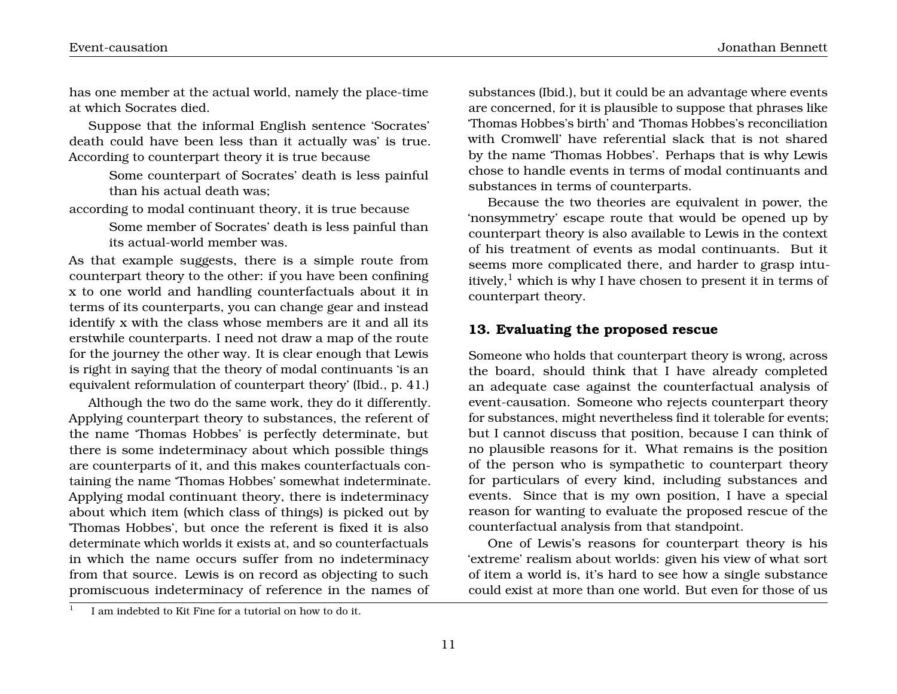has one member at the actual world, namely the place-time at which Socrates died.

Suppose that the informal English sentence 'Socrates' death could have been less than it actually was' is true. According to counterpart theory it is true because

> Some counterpart of Socrates' death is less painful than his actual death was;

according to modal continuant theory, it is true because

> Some member of Socrates' death is less painful than its actual-world member was.

As that example suggests, there is a simple route from counterpart theory to the other: if you have been confining x to one world and handling counterfactuals about it in terms of its counterparts, you can change gear and instead identify x with the class whose members are it and all its erstwhile counterparts. I need not draw a map of the route for the journey the other way. It is clear enough that Lewis is right in saying that the theory of modal continuants 'is an equivalent reformulation of counterpart theory' (Ibid., p. 41.)

Although the two do the same work, they do it differently. Applying counterpart theory to substances, the referent of the name 'Thomas Hobbes' is perfectly determinate, but there is some indeterminacy about which possible things are counterparts of it, and this makes counterfactuals containing the name 'Thomas Hobbes' somewhat indeterminate. Applying modal continuant theory, there is indeterminacy about which item (which class of things) is picked out by 'Thomas Hobbes', but once the referent is fixed it is also determinate which worlds it exists at, and so counterfactuals in which the name occurs suffer from no indeterminacy from that source. Lewis is on record as objecting to such promiscuous indeterminacy of reference in the names of substances (Ibid.), but it could be an advantage where events are concerned, for it is plausible to suppose that phrases like 'Thomas Hobbes's birth' and 'Thomas Hobbes's reconciliation with Cromwell' have referential slack that is not shared by the name 'Thomas Hobbes'. Perhaps that is why Lewis chose to handle events in terms of modal continuants and substances in terms of counterparts.

Because the two theories are equivalent in power, the 'nonsymmetry' escape route that would be opened up by counterpart theory is also available to Lewis in the context of his treatment of events as modal continuants. But it seems more complicated there, and harder to grasp intuitively,[1] which is why I have chosen to present it in terms of counterpart theory.

## 13. Evaluating the proposed rescue

Someone who holds that counterpart theory is wrong, across the board, should think that I have already completed an adequate case against the counterfactual analysis of event-causation. Someone who rejects counterpart theory for substances, might nevertheless find it tolerable for events; but I cannot discuss that position, because I can think of no plausible reasons for it. What remains is the position of the person who is sympathetic to counterpart theory for particulars of every kind, including substances and events. Since that is my own position, I have a special reason for wanting to evaluate the proposed rescue of the counterfactual analysis from that standpoint.

One of Lewis's reasons for counterpart theory is his 'extreme' realism about worlds: given his view of what sort of item a world is, it's hard to see how a single substance could exist at more than one world. But even for those of us

[1] I am indebted to Kit Fine for a tutorial on how to do it.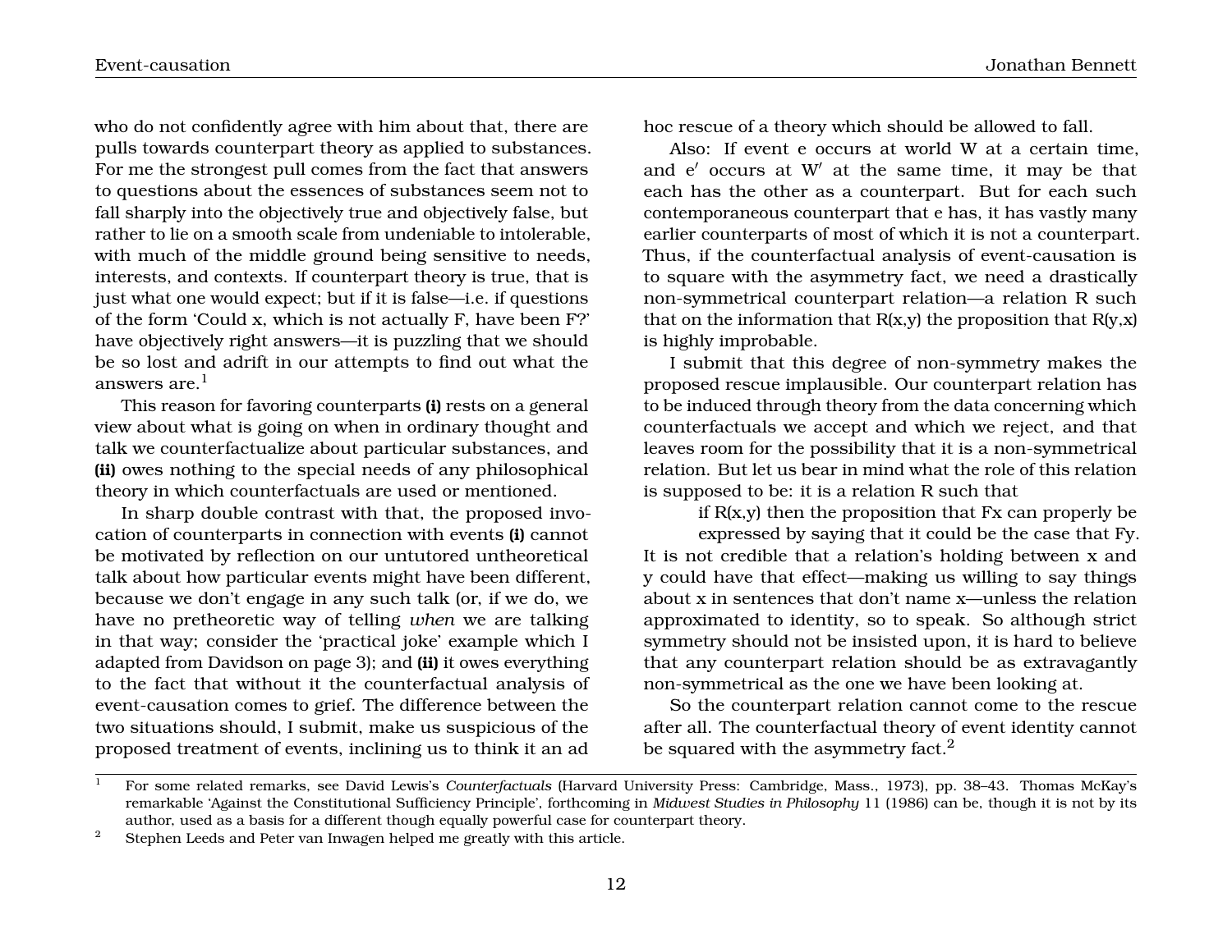who do not confidently agree with him about that, there are pulls towards counterpart theory as applied to substances. For me the strongest pull comes from the fact that answers to questions about the essences of substances seem not to fall sharply into the objectively true and objectively false, but rather to lie on a smooth scale from undeniable to intolerable, with much of the middle ground being sensitive to needs, interests, and contexts. If counterpart theory is true, that is just what one would expect; but if it is false—i.e. if questions of the form 'Could x, which is not actually F, have been F?' have objectively right answers—it is puzzling that we should be so lost and adrift in our attempts to find out what the answers are.[1]

This reason for favoring counterparts **(i)** rests on a general view about what is going on when in ordinary thought and talk we counterfactualize about particular substances, and **(ii)** owes nothing to the special needs of any philosophical theory in which counterfactuals are used or mentioned.

In sharp double contrast with that, the proposed invocation of counterparts in connection with events **(i)** cannot be motivated by reflection on our untutored untheoretical talk about how particular events might have been different, because we don't engage in any such talk (or, if we do, we have no pretheoretic way of telling *when* we are talking in that way; consider the 'practical joke' example which I adapted from Davidson on page 3); and **(ii)** it owes everything to the fact that without it the counterfactual analysis of event-causation comes to grief. The difference between the two situations should, I submit, make us suspicious of the proposed treatment of events, inclining us to think it an ad hoc rescue of a theory which should be allowed to fall.

Also: If event e occurs at world W at a certain time, and $e'$ occurs at $W'$ at the same time, it may be that each has the other as a counterpart. But for each such contemporaneous counterpart that e has, it has vastly many earlier counterparts of most of which it is not a counterpart. Thus, if the counterfactual analysis of event-causation is to square with the asymmetry fact, we need a drastically non-symmetrical counterpart relation—a relation R such that on the information that R(x,y) the proposition that R(y,x) is highly improbable.

I submit that this degree of non-symmetry makes the proposed rescue implausible. Our counterpart relation has to be induced through theory from the data concerning which counterfactuals we accept and which we reject, and that leaves room for the possibility that it is a non-symmetrical relation. But let us bear in mind what the role of this relation is supposed to be: it is a relation R such that

> if R(x,y) then the proposition that Fx can properly be expressed by saying that it could be the case that Fy.

It is not credible that a relation's holding between x and y could have that effect—making us willing to say things about x in sentences that don't name x—unless the relation approximated to identity, so to speak. So although strict symmetry should not be insisted upon, it is hard to believe that any counterpart relation should be as extravagantly non-symmetrical as the one we have been looking at.

So the counterpart relation cannot come to the rescue after all. The counterfactual theory of event identity cannot be squared with the asymmetry fact.[2]

---

[1] For some related remarks, see David Lewis's *Counterfactuals* (Harvard University Press: Cambridge, Mass., 1973), pp. 38–43. Thomas McKay's remarkable 'Against the Constitutional Sufficiency Principle', forthcoming in *Midwest Studies in Philosophy* 11 (1986) can be, though it is not by its author, used as a basis for a different though equally powerful case for counterpart theory.

[2] Stephen Leeds and Peter van Inwagen helped me greatly with this article.